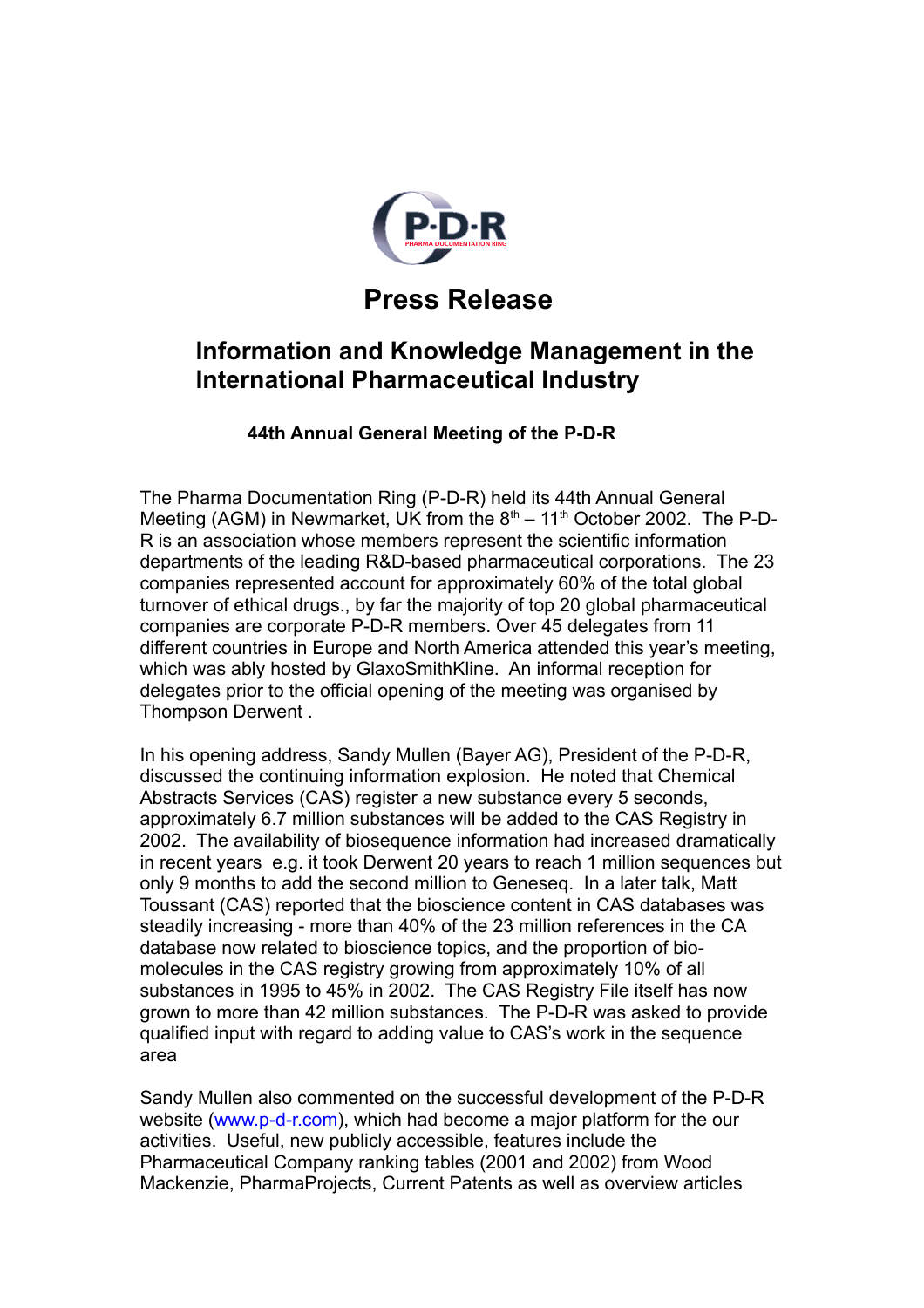# Press Release

## Information and Knowledge Management in the International Pharmaceutical Industry

### 44th Annual General Meeting of the P-D-R

The Pharma Documentation Ring (P-D-R) held its 44th Annual General Meeting (AGM) in Newmarket, UK from the 8th – 11th October 2002. The P-D-R is an association whose members represent the scientific information departments of the leading R&D-based pharmaceutical corporations. The 23 companies represented account for approximately 60% of the total global turnover of ethical drugs., by far the majority of top 20 global pharmaceutical companies are corporate P-D-R members. Over 45 delegates from 11 different countries in Europe and North America attended this year's meeting, which was ably hosted by GlaxoSmithKline. An informal reception for delegates prior to the official opening of the meeting was organised by Thompson Derwent .

In his opening address, Sandy Mullen (Bayer AG), President of the P-D-R, discussed the continuing information explosion. He noted that Chemical Abstracts Services (CAS) register a new substance every 5 seconds, approximately 6.7 million substances will be added to the CAS Registry in 2002. The availability of biosequence information had increased dramatically in recent years e.g. it took Derwent 20 years to reach 1 million sequences but only 9 months to add the second million to Geneseq. In a later talk, Matt Toussant (CAS) reported that the bioscience content in CAS databases was steadily increasing - more than 40% of the 23 million references in the CA database now related to bioscience topics, and the proportion of bio-molecules in the CAS registry growing from approximately 10% of all substances in 1995 to 45% in 2002. The CAS Registry File itself has now grown to more than 42 million substances. The P-D-R was asked to provide qualified input with regard to adding value to CAS's work in the sequence area

Sandy Mullen also commented on the successful development of the P-D-R website ([www.p-d-r.com](www.p-d-r.com)), which had become a major platform for the our activities. Useful, new publicly accessible, features include the Pharmaceutical Company ranking tables (2001 and 2002) from Wood Mackenzie, PharmaProjects, Current Patents as well as overview articles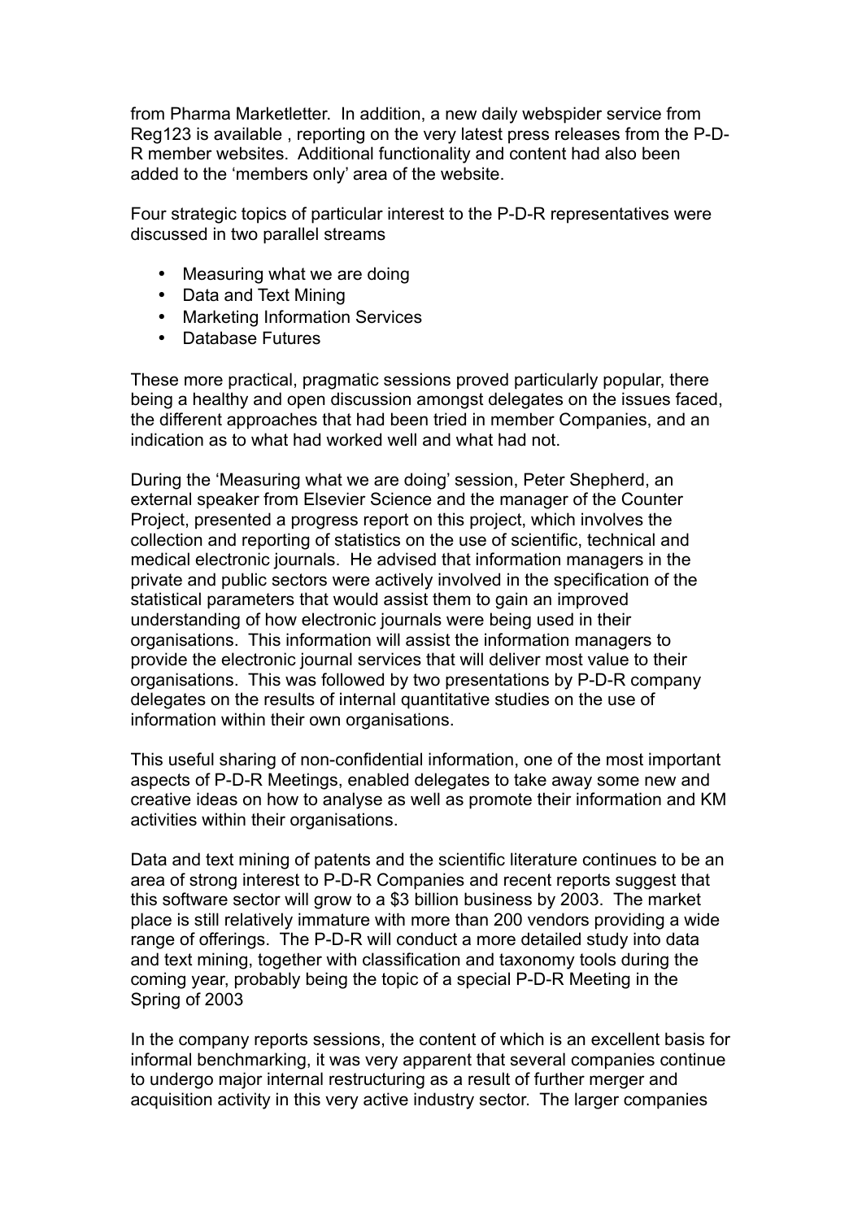from Pharma Marketletter. In addition, a new daily webspider service from Reg123 is available , reporting on the very latest press releases from the P-D-R member websites. Additional functionality and content had also been added to the 'members only' area of the website.

Four strategic topics of particular interest to the P-D-R representatives were discussed in two parallel streams

- Measuring what we are doing
- Data and Text Mining
- Marketing Information Services
- Database Futures

These more practical, pragmatic sessions proved particularly popular, there being a healthy and open discussion amongst delegates on the issues faced, the different approaches that had been tried in member Companies, and an indication as to what had worked well and what had not.

During the 'Measuring what we are doing' session, Peter Shepherd, an external speaker from Elsevier Science and the manager of the Counter Project, presented a progress report on this project, which involves the collection and reporting of statistics on the use of scientific, technical and medical electronic journals. He advised that information managers in the private and public sectors were actively involved in the specification of the statistical parameters that would assist them to gain an improved understanding of how electronic journals were being used in their organisations. This information will assist the information managers to provide the electronic journal services that will deliver most value to their organisations. This was followed by two presentations by P-D-R company delegates on the results of internal quantitative studies on the use of information within their own organisations.

This useful sharing of non-confidential information, one of the most important aspects of P-D-R Meetings, enabled delegates to take away some new and creative ideas on how to analyse as well as promote their information and KM activities within their organisations.

Data and text mining of patents and the scientific literature continues to be an area of strong interest to P-D-R Companies and recent reports suggest that this software sector will grow to a $3 billion business by 2003. The market place is still relatively immature with more than 200 vendors providing a wide range of offerings. The P-D-R will conduct a more detailed study into data and text mining, together with classification and taxonomy tools during the coming year, probably being the topic of a special P-D-R Meeting in the Spring of 2003

In the company reports sessions, the content of which is an excellent basis for informal benchmarking, it was very apparent that several companies continue to undergo major internal restructuring as a result of further merger and acquisition activity in this very active industry sector. The larger companies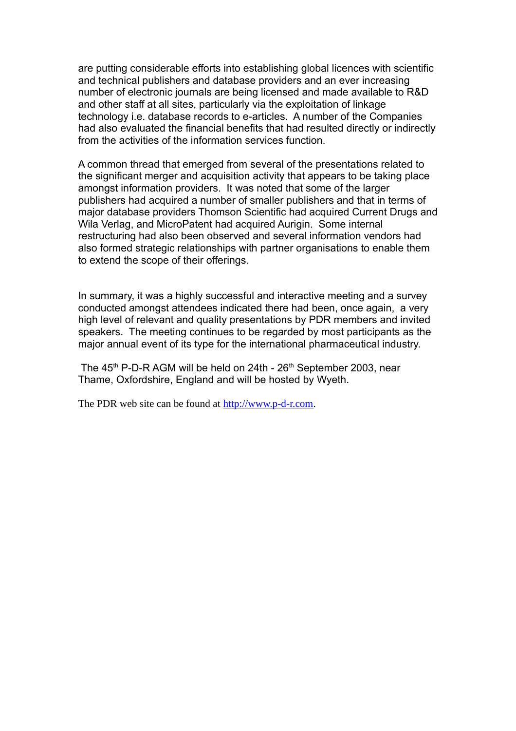are putting considerable efforts into establishing global licences with scientific and technical publishers and database providers and an ever increasing number of electronic journals are being licensed and made available to R&D and other staff at all sites, particularly via the exploitation of linkage technology i.e. database records to e-articles. A number of the Companies had also evaluated the financial benefits that had resulted directly or indirectly from the activities of the information services function.

A common thread that emerged from several of the presentations related to the significant merger and acquisition activity that appears to be taking place amongst information providers. It was noted that some of the larger publishers had acquired a number of smaller publishers and that in terms of major database providers Thomson Scientific had acquired Current Drugs and Wila Verlag, and MicroPatent had acquired Aurigin. Some internal restructuring had also been observed and several information vendors had also formed strategic relationships with partner organisations to enable them to extend the scope of their offerings.

In summary, it was a highly successful and interactive meeting and a survey conducted amongst attendees indicated there had been, once again, a very high level of relevant and quality presentations by PDR members and invited speakers. The meeting continues to be regarded by most participants as the major annual event of its type for the international pharmaceutical industry.

The 45th P-D-R AGM will be held on 24th - 26th September 2003, near Thame, Oxfordshire, England and will be hosted by Wyeth.

The PDR web site can be found at http://www.p-d-r.com.